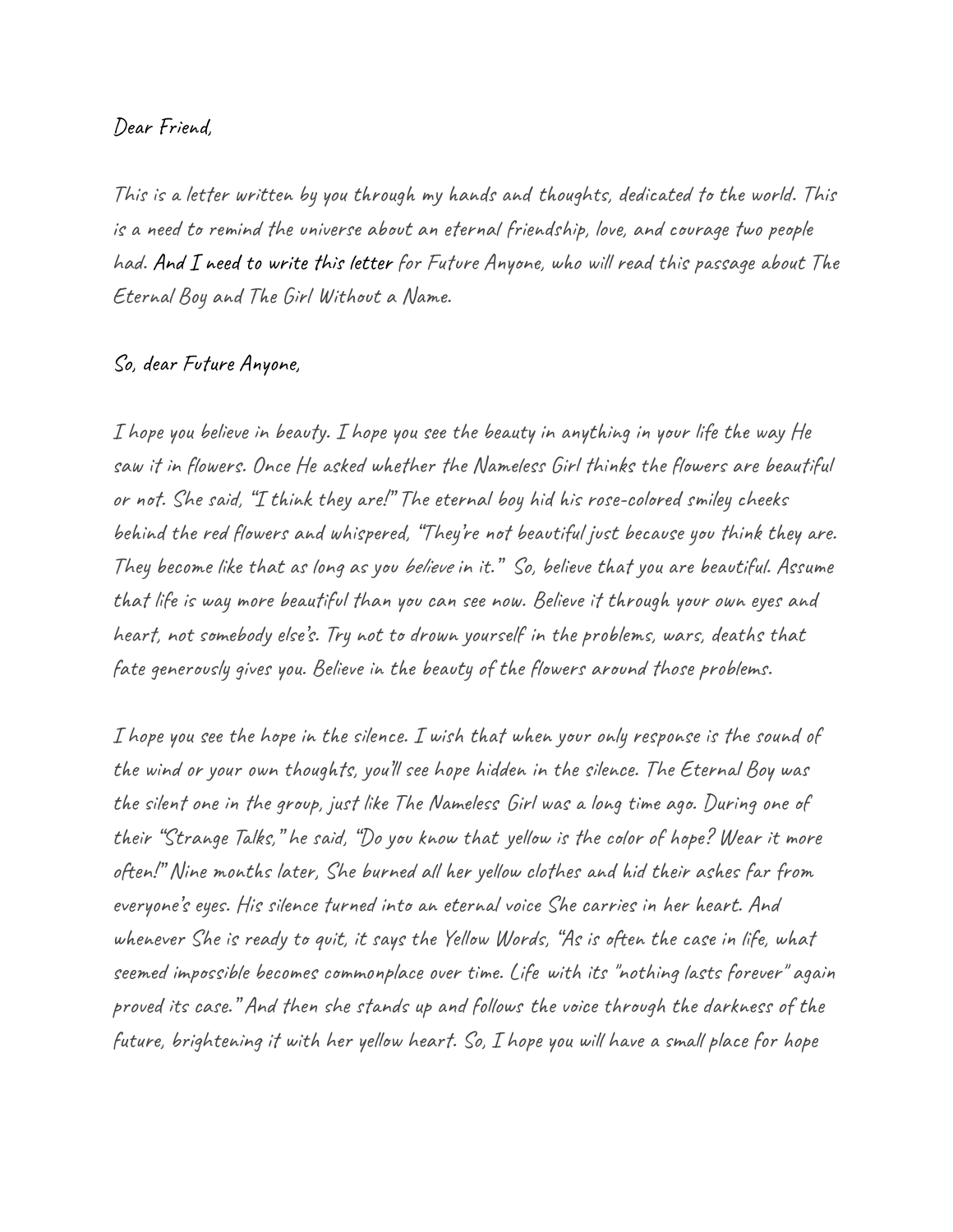Dear Friend,

This is a letter written by you through my hands and thoughts, dedicated to the world. This is a need to remind the universe about an eternal friendship, love, and courage two people had. And I need to write this letter for Future Anyone, who will read this passage about The Eternal Boy and The Girl Without a Name.

So, dear Future Anyone,

I hope you believe in beauty. I hope you see the beauty in anything in your life the way He saw it in flowers. Once He asked whether the Nameless Girl thinks the flowers are beautiful or not. She said, "I think they are!" The eternal boy hid his rose-colored smiley cheeks behind the red flowers and whispered, "They're not beautiful just because you think they are. They become like that as long as you *believe* in it." So, believe that you are beautiful. Assume that life is way more beautiful than you can see now. Believe it through your own eyes and heart, not somebody else's. Try not to drown yourself in the problems, wars, deaths that fate generously gives you. Believe in the beauty of the flowers around those problems.

I hope you see the hope in the silence. I wish that when your only response is the sound of the wind or your own thoughts, you'll see hope hidden in the silence. The Eternal Boy was the silent one in the group, just like The Nameless Girl was a long time ago. During one of their "Strange Talks," he said, "Do you know that yellow is the color of hope? Wear it more often!" Nine months later, She burned all her yellow clothes and hid their ashes far from everyone's eyes. His silence turned into an eternal voice She carries in her heart. And whenever She is ready to quit, it says the Yellow Words, "As is often the case in life, what seemed impossible becomes commonplace over time. Life with its "nothing lasts forever" again proved its case." And then she stands up and follows the voice through the darkness of the future, brightening it with her yellow heart. So, I hope you will have a small place for hope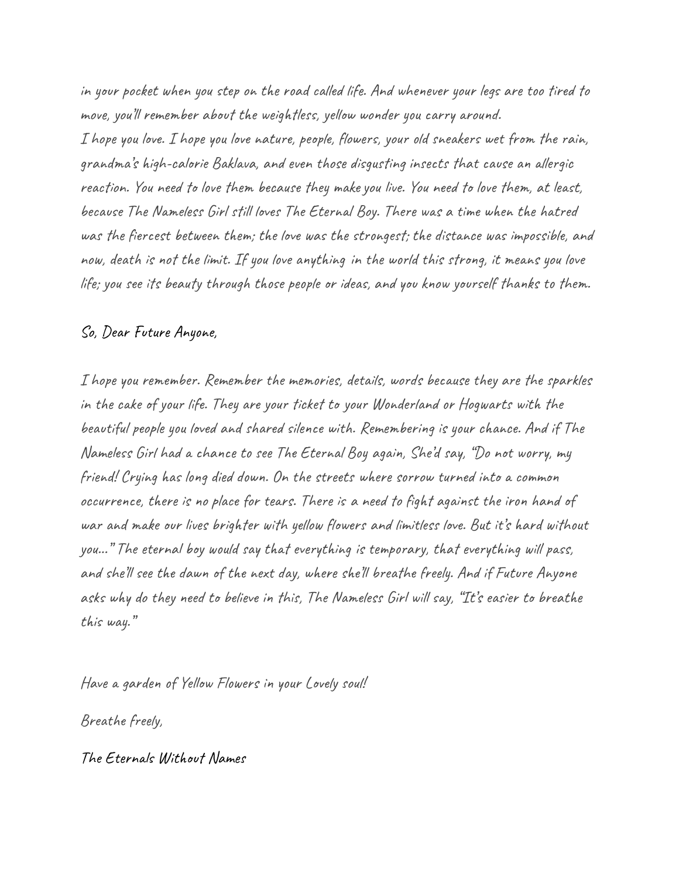in your pocket when you step on the road called life. And whenever your legs are too tired to move, you'll remember about the weightless, yellow wonder you carry around.
I hope you love. I hope you love nature, people, flowers, your old sneakers wet from the rain, grandma's high-calorie Baklava, and even those disgusting insects that cause an allergic reaction. You need to love them because they make you live. You need to love them, at least, because The Nameless Girl still loves The Eternal Boy. There was a time when the hatred was the fiercest between them; the love was the strongest; the distance was impossible, and now, death is not the limit. If you love anything in the world this strong, it means you love life; you see its beauty through those people or ideas, and you know yourself thanks to them.

So, Dear Future Anyone,

I hope you remember. Remember the memories, details, words because they are the sparkles in the cake of your life. They are your ticket to your Wonderland or Hogwarts with the beautiful people you loved and shared silence with. Remembering is your chance. And if The Nameless Girl had a chance to see The Eternal Boy again, She'd say, "Do not worry, my friend! Crying has long died down. On the streets where sorrow turned into a common occurrence, there is no place for tears. There is a need to fight against the iron hand of war and make our lives brighter with yellow flowers and limitless love. But it's hard without you..." The eternal boy would say that everything is temporary, that everything will pass, and she'll see the dawn of the next day, where she'll breathe freely. And if Future Anyone asks why do they need to believe in this, The Nameless Girl will say, "It's easier to breathe this way."

Have a garden of Yellow Flowers in your Lovely soul!

Breathe freely,

The Eternals Without Names